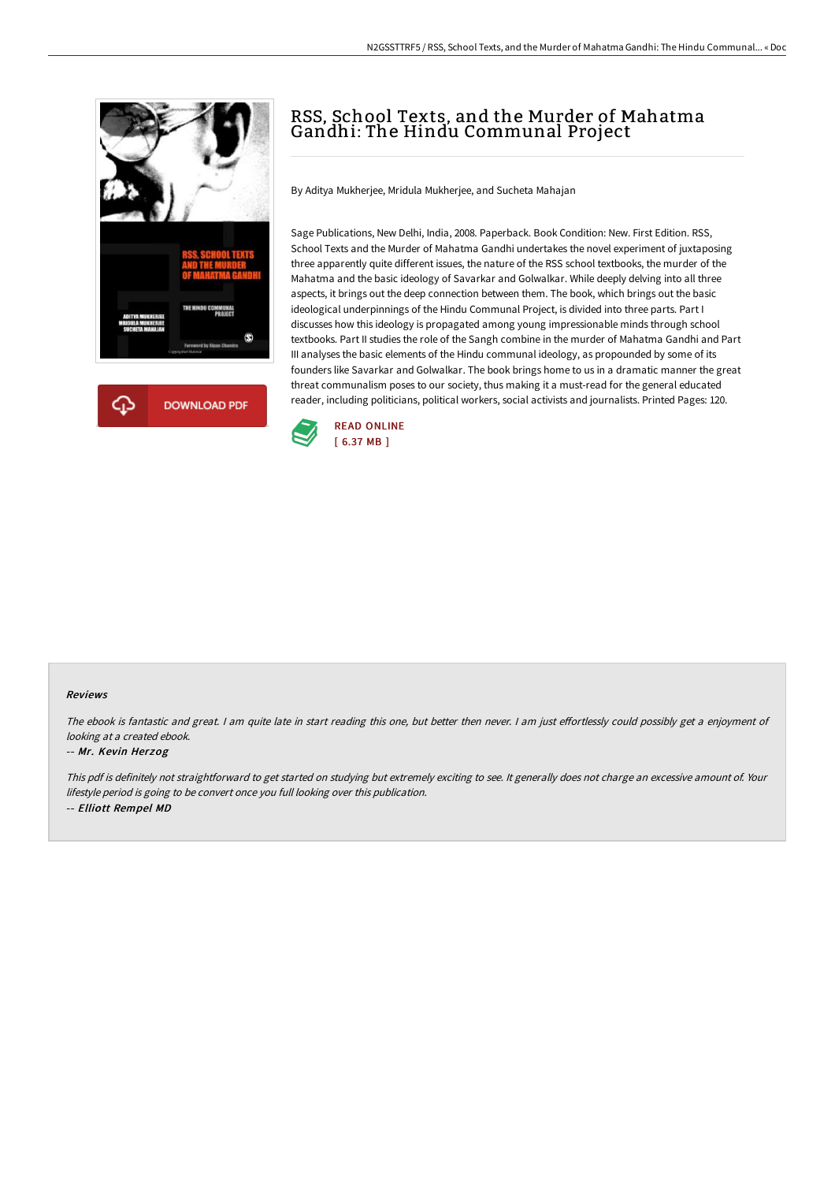# RSS, School Texts, and the Murder of Mahatma Gandhi: The Hindu Communal Project

By Aditya Mukherjee, Mridula Mukherjee, and Sucheta Mahajan

Sage Publications, New Delhi, India, 2008. Paperback. Book Condition: New. First Edition. RSS, School Texts and the Murder of Mahatma Gandhi undertakes the novel experiment of juxtaposing three apparently quite different issues, the nature of the RSS school textbooks, the murder of the Mahatma and the basic ideology of Savarkar and Golwalkar. While deeply delving into all three aspects, it brings out the deep connection between them. The book, which brings out the basic ideological underpinnings of the Hindu Communal Project, is divided into three parts. Part I discusses how this ideology is propagated among young impressionable minds through school textbooks. Part II studies the role of the Sangh combine in the murder of Mahatma Gandhi and Part III analyses the basic elements of the Hindu communal ideology, as propounded by some of its founders like Savarkar and Golwalkar. The book brings home to us in a dramatic manner the great threat communalism poses to our society, thus making it a must-read for the general educated reader, including politicians, political workers, social activists and journalists. Printed Pages: 120.

DOWNLOAD PDF

READ ONLINE
[ 6.37 MB ]

### Reviews

*The ebook is fantastic and great. I am quite late in start reading this one, but better then never. I am just effortlessly could possibly get a enjoyment of looking at a created ebook.*

-- *Mr. Kevin Herzog*

*This pdf is definitely not straightforward to get started on studying but extremely exciting to see. It generally does not charge an excessive amount of. Your lifestyle period is going to be convert once you full looking over this publication.*

-- *Elliott Rempel MD*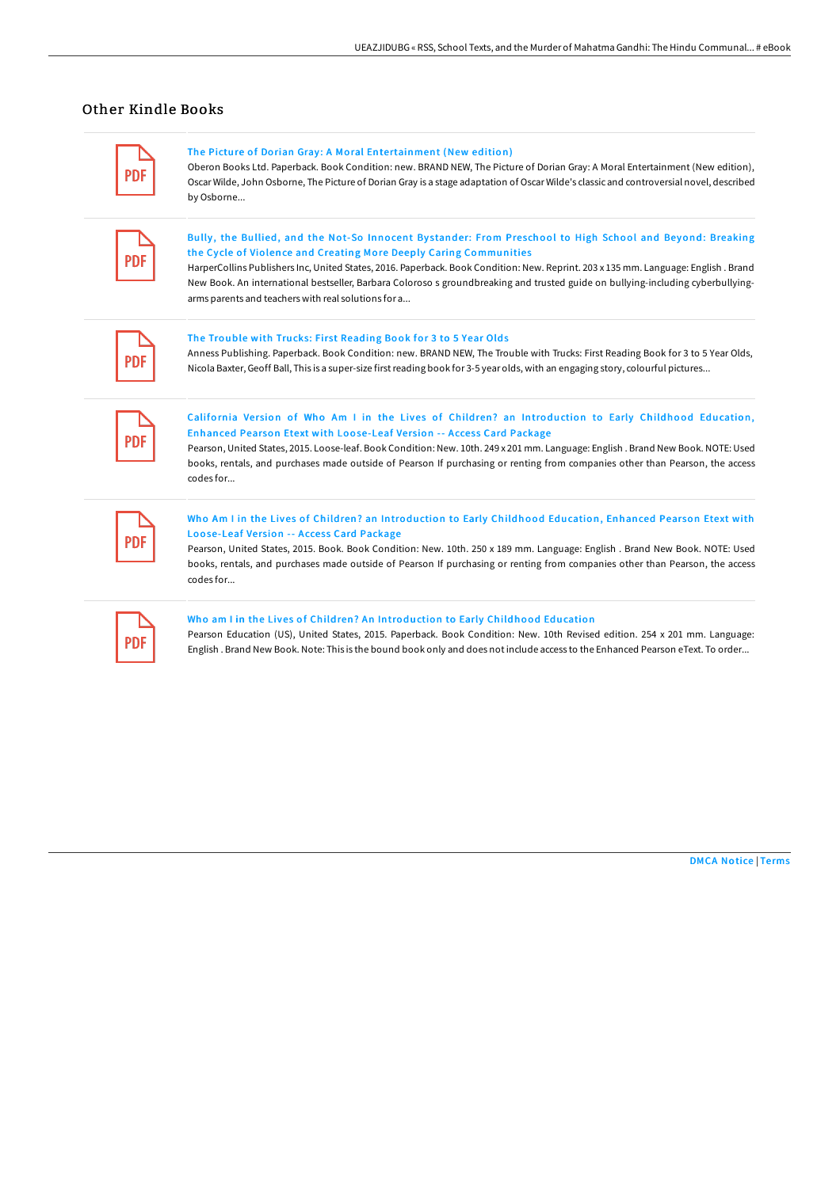## Other Kindle Books

### The Picture of Dorian Gray: A Moral Entertainment (New edition)

Oberon Books Ltd. Paperback. Book Condition: new. BRAND NEW, The Picture of Dorian Gray: A Moral Entertainment (New edition), Oscar Wilde, John Osborne, The Picture of Dorian Gray is a stage adaptation of Oscar Wilde's classic and controversial novel, described by Osborne...

### Bully, the Bullied, and the Not-So Innocent Bystander: From Preschool to High School and Beyond: Breaking the Cycle of Violence and Creating More Deeply Caring Communities

HarperCollins Publishers Inc, United States, 2016. Paperback. Book Condition: New. Reprint. 203 x 135 mm. Language: English . Brand New Book. An international bestseller, Barbara Coloroso s groundbreaking and trusted guide on bullying-including cyberbullying-arms parents and teachers with real solutions for a...

### The Trouble with Trucks: First Reading Book for 3 to 5 Year Olds

Anness Publishing. Paperback. Book Condition: new. BRAND NEW, The Trouble with Trucks: First Reading Book for 3 to 5 Year Olds, Nicola Baxter, Geoff Ball, This is a super-size first reading book for 3-5 year olds, with an engaging story, colourful pictures...

### California Version of Who Am I in the Lives of Children? an Introduction to Early Childhood Education, Enhanced Pearson Etext with Loose-Leaf Version -- Access Card Package

Pearson, United States, 2015. Loose-leaf. Book Condition: New. 10th. 249 x 201 mm. Language: English . Brand New Book. NOTE: Used books, rentals, and purchases made outside of Pearson If purchasing or renting from companies other than Pearson, the access codes for...

### Who Am I in the Lives of Children? an Introduction to Early Childhood Education, Enhanced Pearson Etext with Loose-Leaf Version -- Access Card Package

Pearson, United States, 2015. Book. Book Condition: New. 10th. 250 x 189 mm. Language: English . Brand New Book. NOTE: Used books, rentals, and purchases made outside of Pearson If purchasing or renting from companies other than Pearson, the access codes for...

### Who am I in the Lives of Children? An Introduction to Early Childhood Education

Pearson Education (US), United States, 2015. Paperback. Book Condition: New. 10th Revised edition. 254 x 201 mm. Language: English . Brand New Book. Note: This is the bound book only and does not include access to the Enhanced Pearson eText. To order...

DMCA Notice | Terms